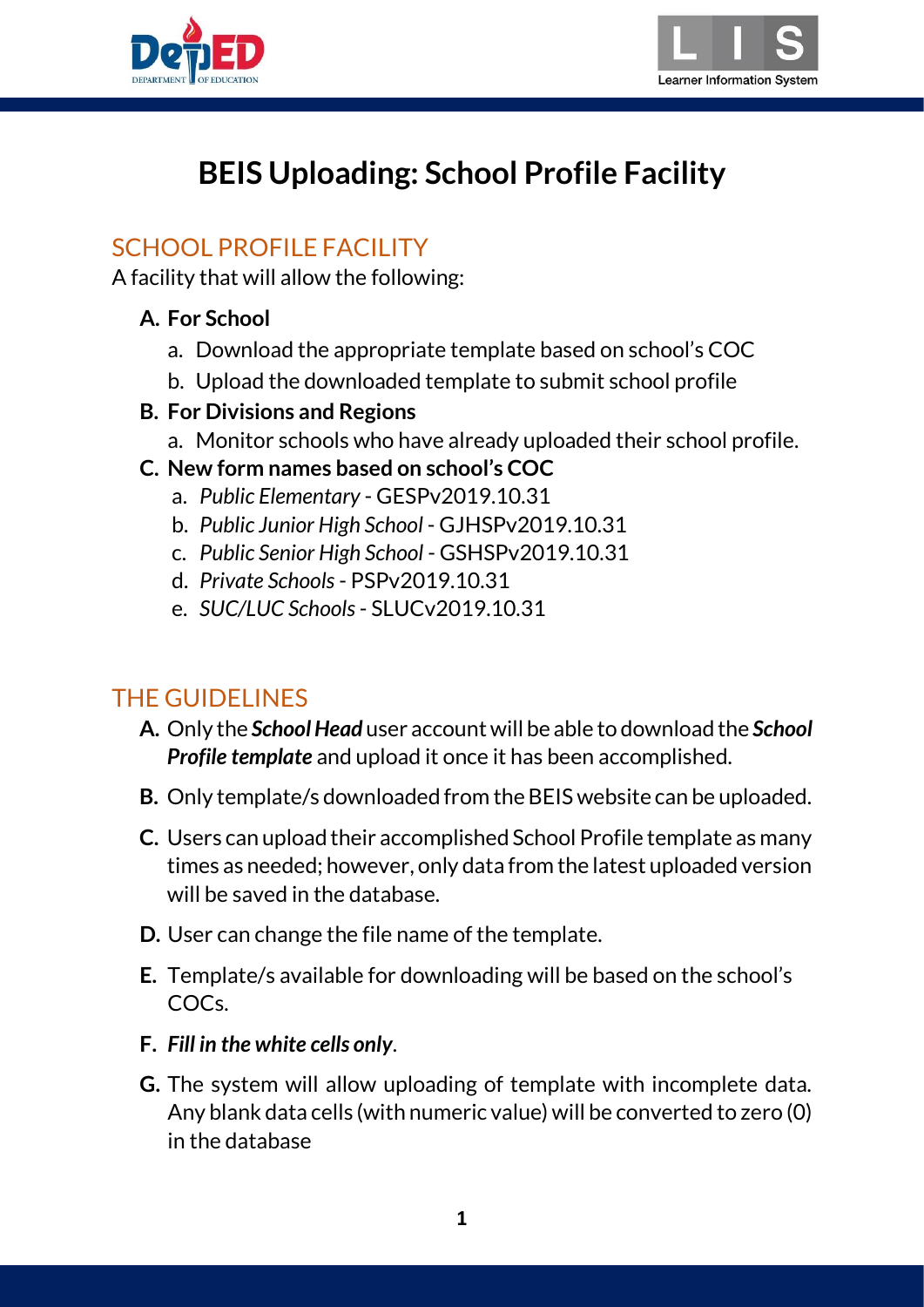# BEIS Uploading: School Profile Facility

## SCHOOL PROFILE FACILITY

A facility that will allow the following:

**A. For School**

a. Download the appropriate template based on school's COC

b. Upload the downloaded template to submit school profile

**B. For Divisions and Regions**

a. Monitor schools who have already uploaded their school profile.

**C. New form names based on school's COC**

a. *Public Elementary* - GESPv2019.10.31

b. *Public Junior High School* - GJHSPv2019.10.31

c. *Public Senior High School* - GSHSPv2019.10.31

d. *Private Schools* - PSPv2019.10.31

e. *SUC/LUC Schools* - SLUCv2019.10.31

## THE GUIDELINES

**A.** Only the ***School Head*** user account will be able to download the ***School Profile template*** and upload it once it has been accomplished.

**B.** Only template/s downloaded from the BEIS website can be uploaded.

**C.** Users can upload their accomplished School Profile template as many times as needed; however, only data from the latest uploaded version will be saved in the database.

**D.** User can change the file name of the template.

**E.** Template/s available for downloading will be based on the school's COCs.

**F.** ***Fill in the white cells only***.

**G.** The system will allow uploading of template with incomplete data. Any blank data cells (with numeric value) will be converted to zero (0) in the database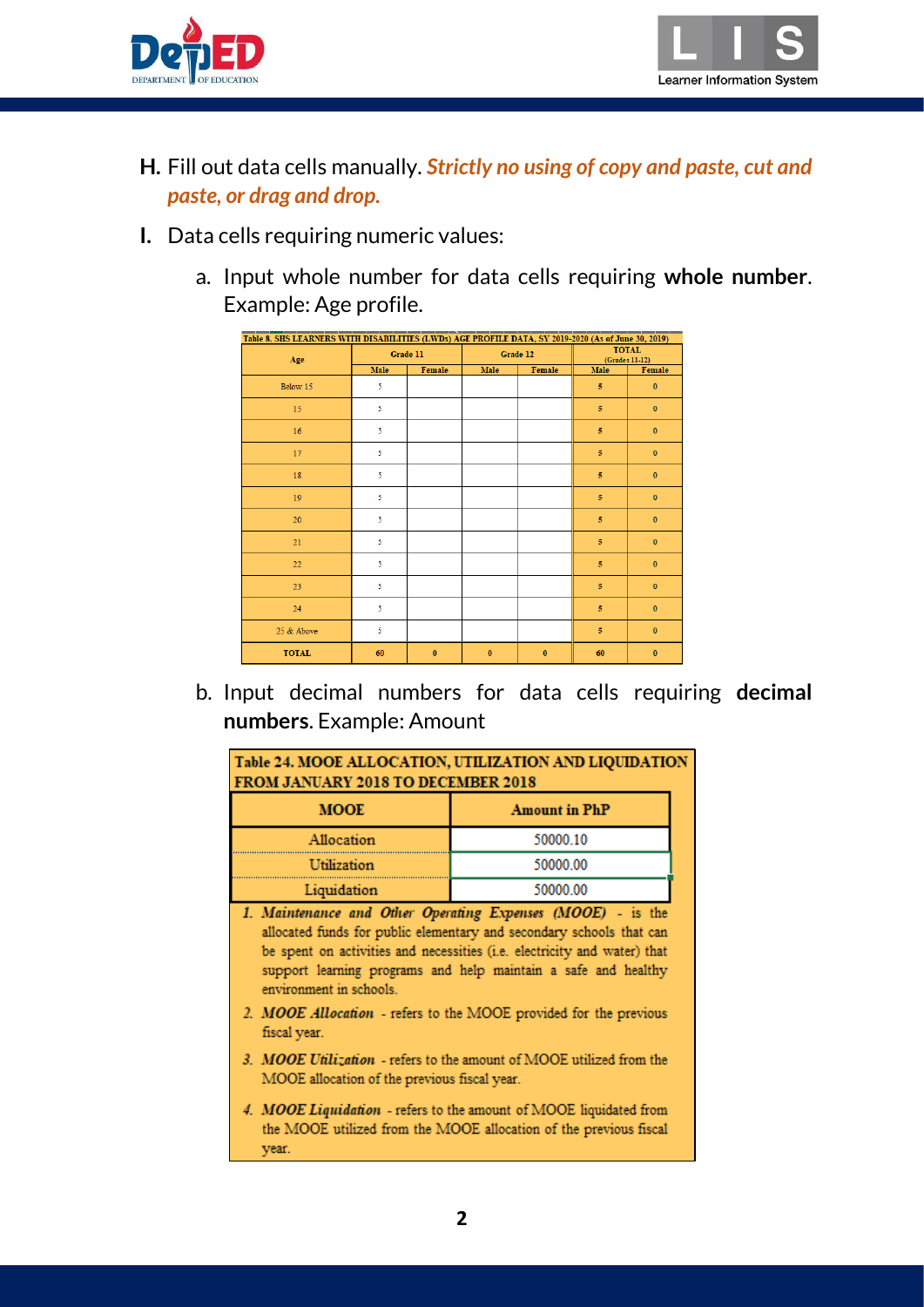H. Fill out data cells manually. ***Strictly no using of copy and paste, cut and paste, or drag and drop.***

I. Data cells requiring numeric values:

a. Input whole number for data cells requiring **whole number**. Example: Age profile.

| Table 8. SHS LEARNERS WITH DISABILITIES (LWDs) AGE PROFILE DATA, SY 2019-2020 (As of June 30, 2019) | | | | | | |
|---|---|---|---|---|---|---|
| Age | Grade 11 | | Grade 12 | | TOTAL (Grades 11-12) | |
| | Male | Female | Male | Female | Male | Female |
| Below 15 | 5 | | | | 5 | 0 |
| 15 | 5 | | | | 5 | 0 |
| 16 | 5 | | | | 5 | 0 |
| 17 | 5 | | | | 5 | 0 |
| 18 | 5 | | | | 5 | 0 |
| 19 | 5 | | | | 5 | 0 |
| 20 | 5 | | | | 5 | 0 |
| 21 | 5 | | | | 5 | 0 |
| 22 | 5 | | | | 5 | 0 |
| 23 | 5 | | | | 5 | 0 |
| 24 | 5 | | | | 5 | 0 |
| 25 & Above | 5 | | | | 5 | 0 |
| TOTAL | 60 | 0 | 0 | 0 | 60 | 0 |

b. Input decimal numbers for data cells requiring **decimal numbers**. Example: Amount

| Table 24. MOOE ALLOCATION, UTILIZATION AND LIQUIDATION FROM JANUARY 2018 TO DECEMBER 2018 | |
|---|---|
| MOOE | Amount in PhP |
| Allocation | 50000.10 |
| Utilization | 50000.00 |
| Liquidation | 50000.00 |

1. ***Maintenance and Other Operating Expenses (MOOE)*** - is the allocated funds for public elementary and secondary schools that can be spent on activities and necessities (i.e. electricity and water) that support learning programs and help maintain a safe and healthy environment in schools.
2. ***MOOE Allocation*** - refers to the MOOE provided for the previous fiscal year.
3. ***MOOE Utilization*** - refers to the amount of MOOE utilized from the MOOE allocation of the previous fiscal year.
4. ***MOOE Liquidation*** - refers to the amount of MOOE liquidated from the MOOE utilized from the MOOE allocation of the previous fiscal year.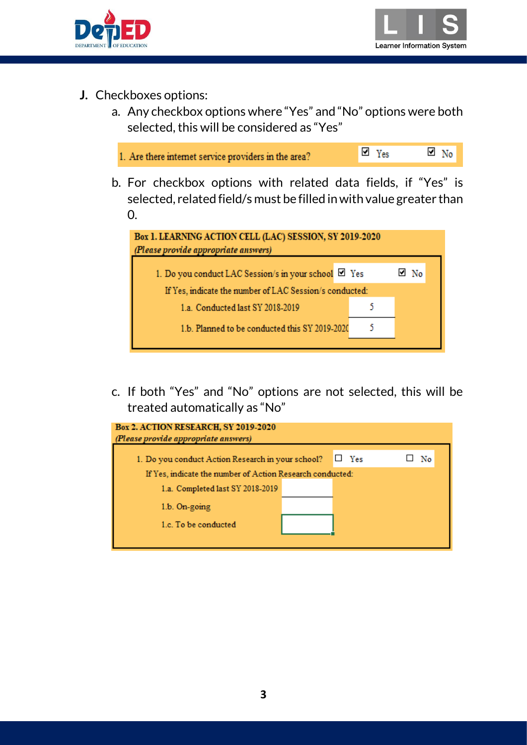**J.** Checkboxes options:

a. Any checkbox options where "Yes" and "No" options were both selected, this will be considered as "Yes"

| 1. Are there internet service providers in the area? | ☑ Yes | ☑ No |
|---|---|---|

b. For checkbox options with related data fields, if "Yes" is selected, related field/s must be filled in with value greater than 0.

**Box 1. LEARNING ACTION CELL (LAC) SESSION, SY 2019-2020**
*(Please provide appropriate answers)*

| 1. Do you conduct LAC Session/s in your school | ☑ Yes | ☑ No |
|---|---|---|
| If Yes, indicate the number of LAC Session/s conducted: | | |
| 1.a. Conducted last SY 2018-2019 | 5 | |
| 1.b. Planned to be conducted this SY 2019-202( | 5 | |

c. If both "Yes" and "No" options are not selected, this will be treated automatically as "No"

**Box 2. ACTION RESEARCH, SY 2019-2020**
*(Please provide appropriate answers)*

| 1. Do you conduct Action Research in your school? | ☐ Yes | ☐ No |
|---|---|---|
| If Yes, indicate the number of Action Research conducted: | | |
| 1.a. Completed last SY 2018-2019 | | |
| 1.b. On-going | | |
| 1.c. To be conducted | | |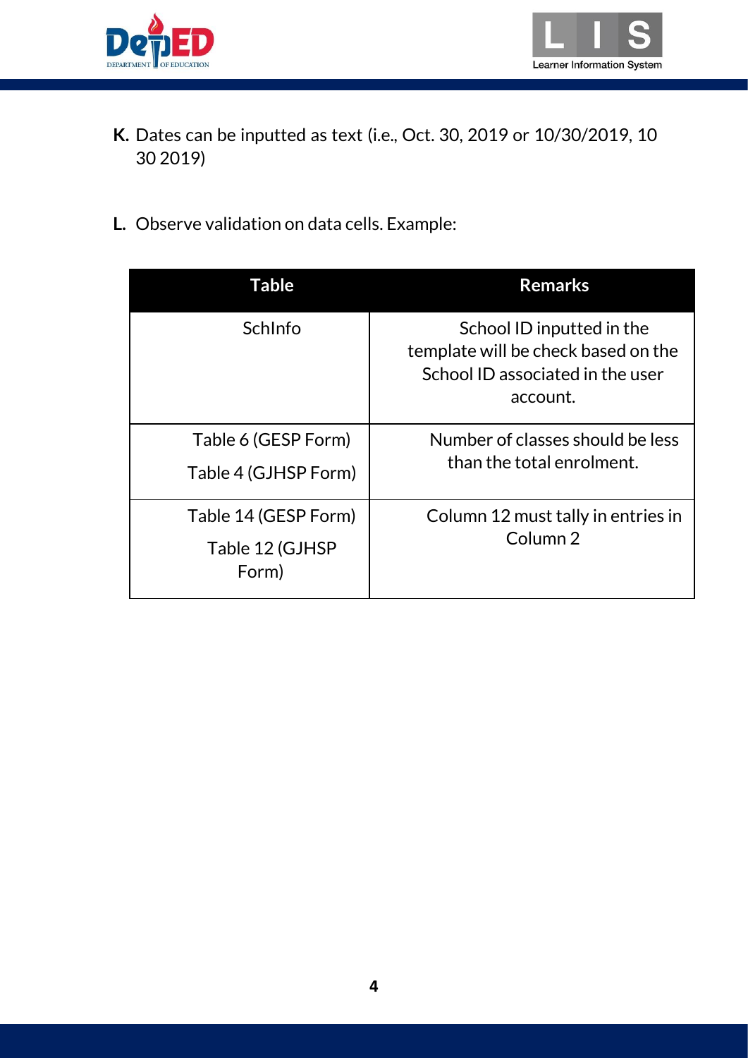K. Dates can be inputted as text (i.e., Oct. 30, 2019 or 10/30/2019, 10 30 2019)

L. Observe validation on data cells. Example:

| Table | Remarks |
|---|---|
| SchInfo | School ID inputted in the template will be check based on the School ID associated in the user account. |
| Table 6 (GESP Form)<br>Table 4 (GJHSP Form) | Number of classes should be less than the total enrolment. |
| Table 14 (GESP Form)<br>Table 12 (GJHSP Form) | Column 12 must tally in entries in Column 2 |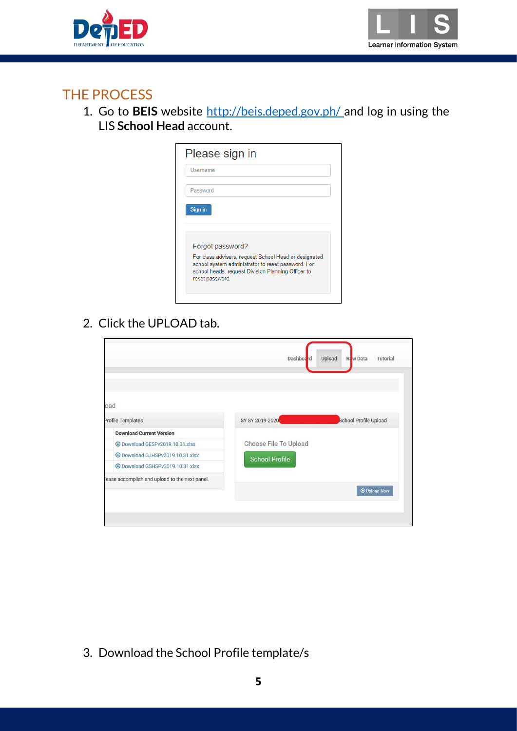## THE PROCESS

1. Go to **BEIS** website [http://beis.deped.gov.ph/](http://beis.deped.gov.ph/) and log in using the LIS **School Head** account.

2. Click the UPLOAD tab.

3. Download the School Profile template/s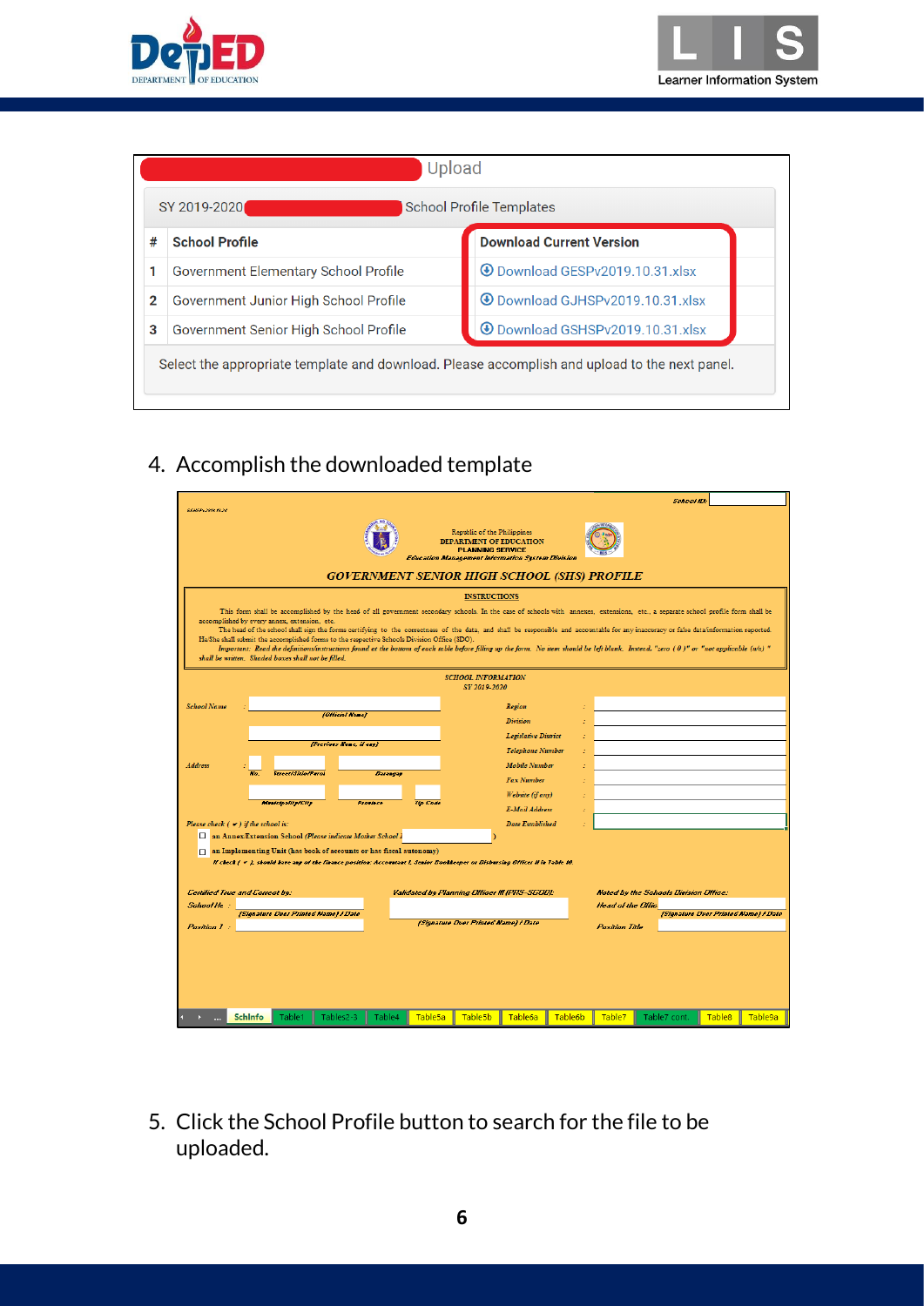Upload

SY 2019-2020 School Profile Templates

| # | School Profile | Download Current Version |
|---|---|---|
| 1 | Government Elementary School Profile | Download GESPv2019.10.31.xlsx |
| 2 | Government Junior High School Profile | Download GJHSPv2019.10.31.xlsx |
| 3 | Government Senior High School Profile | Download GSHSPv2019.10.31.xlsx |

Select the appropriate template and download. Please accomplish and upload to the next panel.

4. Accomplish the downloaded template

Republic of the Philippines
DEPARTMENT OF EDUCATION
PLANNING SERVICE
Education Management Information System Division

GOVERNMENT SENIOR HIGH SCHOOL (SHS) PROFILE

INSTRUCTIONS

This form shall be accomplished by the head of all government secondary schools. In the case of schools with annexes, extensions, etc., a separate school profile form shall be accomplished by every annex, extension, etc.

The head of the school shall sign the forms certifying to the correctness of the data, and shall be responsible and accountable for any inaccuracy or false data/information reported. He/She shall submit the accomplished forms to the respective Schools Division Office (SDO).

Important: Read the definitions/instructions found at the bottom of each table before filling up the form. No item should be left blank. Instead, "zero ( 0 )" or "not applicable (n/a) " shall be written. Shaded boxes shall not be filled.

SCHOOL INFORMATION
SY 2019-2020

School ID:

School Name: (Official Name) / (Previous Name, if any)

Address: No. / Street/Sitio/Purok / Barangay / Municipality/City / Province / Zip Code

Region / Division / Legislative District / Telephone Number / Mobile Number / Fax Number / Website (if any) / E-Mail Address / Date Established

Please check ( ✓ ) if the school is:
- an Annex/Extension School (Please indicate Mother School )
- an Implementing Unit (has book of accounts or has fiscal autonomy)

If check ( ✓ ), should have any of the finance position: Accountant I, Senior Bookkeeper or Disbursing Officer II in Table 10.

Certified True and Correct by: School He / (Signature Over Printed Name) / Date / Position T

Validated by Planning Officer III (PRS-SGOD): (Signature Over Printed Name) / Date

Noted by the Schools Division Office: Head of the Offic / (Signature Over Printed Name) / Date / Position Title

SchInfo | Table1 | Tables2-3 | Table4 | Table5a | Table5b | Table6a | Table6b | Table7 | Table7 cont. | Table8 | Table9a

5. Click the School Profile button to search for the file to be uploaded.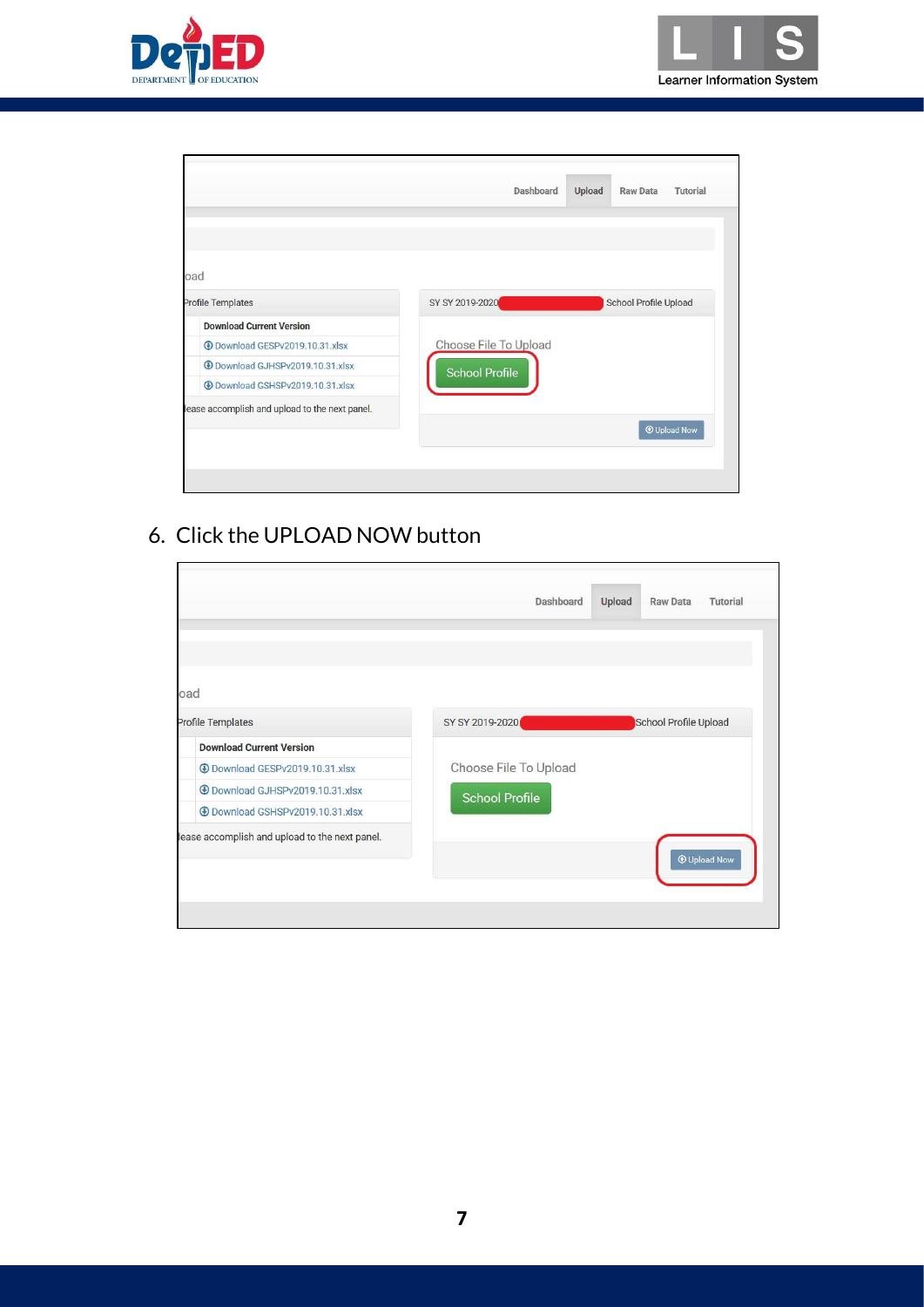6. Click the UPLOAD NOW button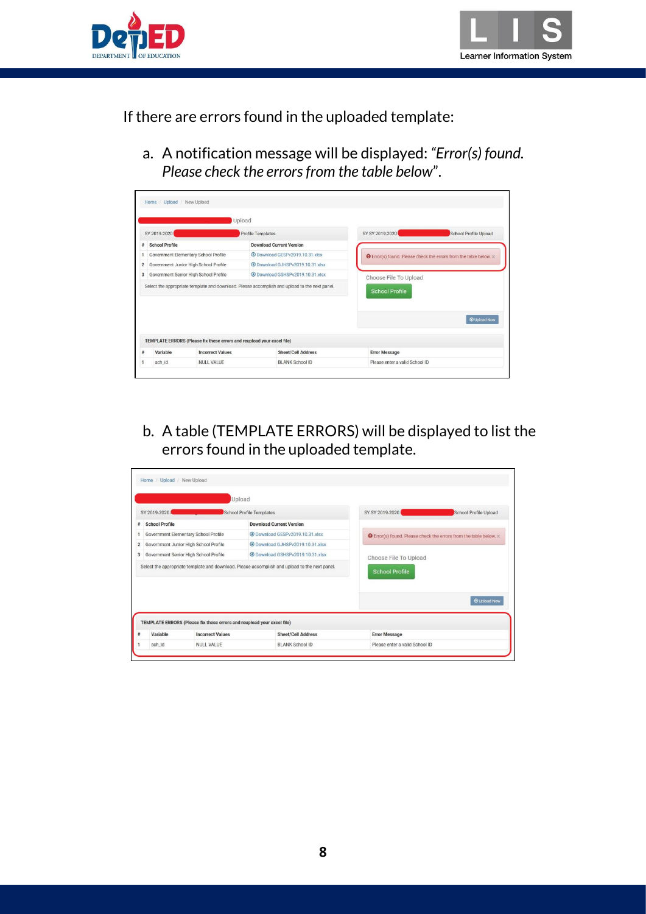If there are errors found in the uploaded template:

a. A notification message will be displayed: *"Error(s) found. Please check the errors from the table below"*.

b. A table (TEMPLATE ERRORS) will be displayed to list the errors found in the uploaded template.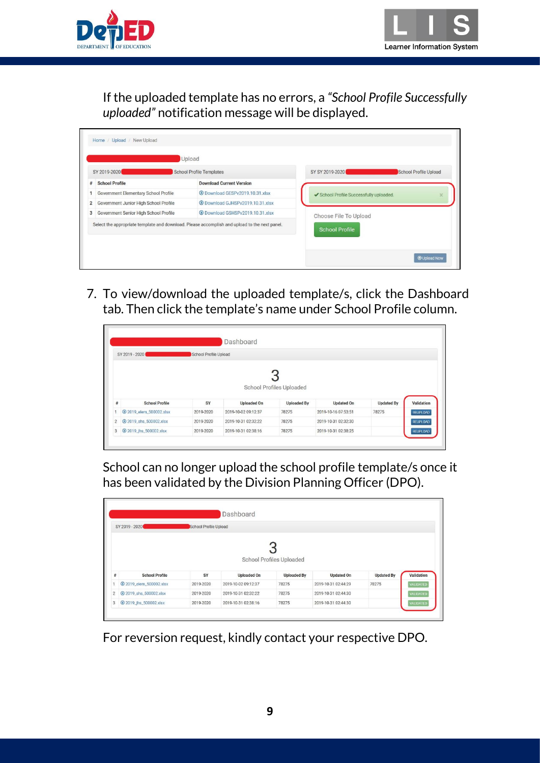If the uploaded template has no errors, a *"School Profile Successfully uploaded"* notification message will be displayed.

7. To view/download the uploaded template/s, click the Dashboard tab. Then click the template's name under School Profile column.

School can no longer upload the school profile template/s once it has been validated by the Division Planning Officer (DPO).

For reversion request, kindly contact your respective DPO.